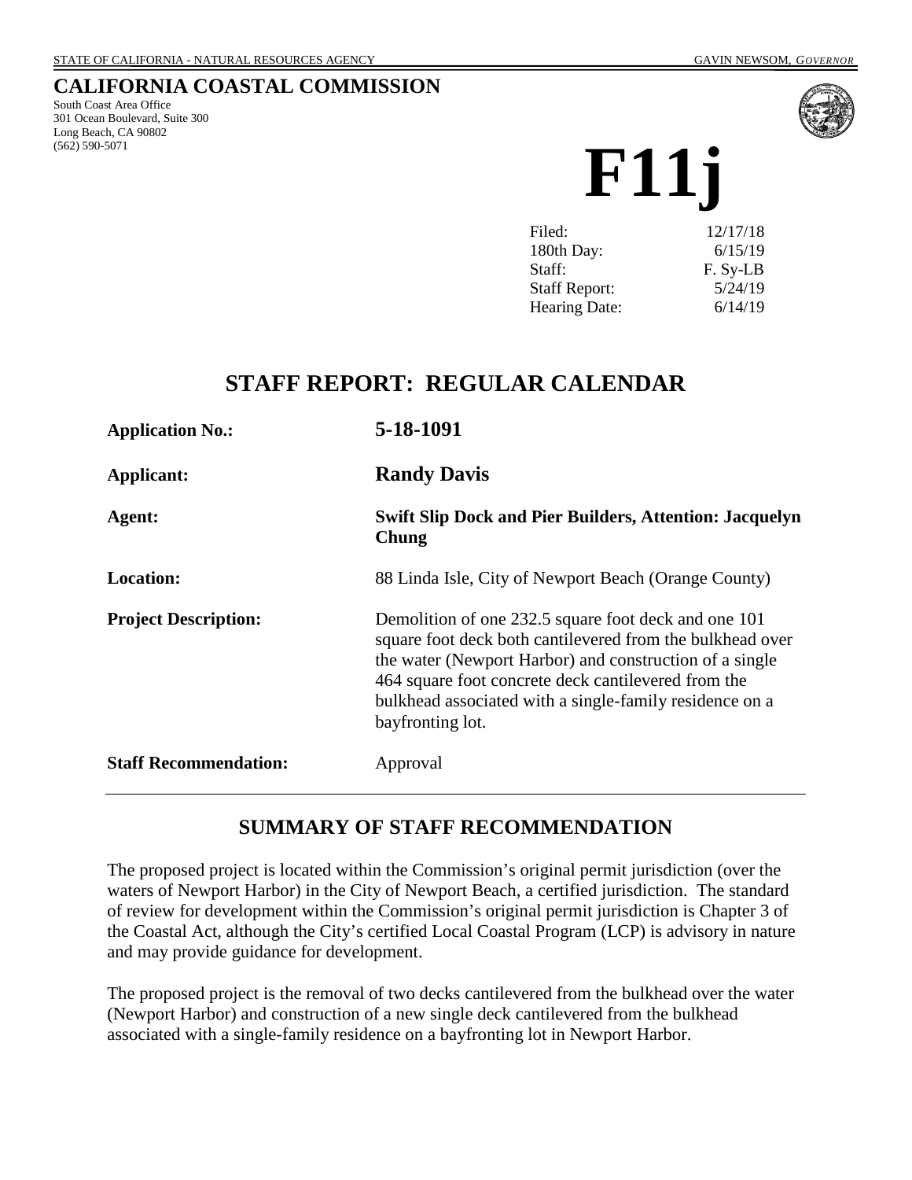STATE OF CALIFORNIA - NATURAL RESOURCES AGENCY GAVIN NEWSOM, *GOVERNOR*

# CALIFORNIA COASTAL COMMISSION

South Coast Area Office
301 Ocean Boulevard, Suite 300
Long Beach, CA 90802
(562) 590-5071

# F11j

| | |
|---|---|
| Filed: | 12/17/18 |
| 180th Day: | 6/15/19 |
| Staff: | F. Sy-LB |
| Staff Report: | 5/24/19 |
| Hearing Date: | 6/14/19 |

## STAFF REPORT: REGULAR CALENDAR

| | |
|---|---|
| **Application No.:** | **5-18-1091** |
| **Applicant:** | **Randy Davis** |
| **Agent:** | **Swift Slip Dock and Pier Builders, Attention: Jacquelyn Chung** |
| **Location:** | 88 Linda Isle, City of Newport Beach (Orange County) |
| **Project Description:** | Demolition of one 232.5 square foot deck and one 101 square foot deck both cantilevered from the bulkhead over the water (Newport Harbor) and construction of a single 464 square foot concrete deck cantilevered from the bulkhead associated with a single-family residence on a bayfronting lot. |
| **Staff Recommendation:** | Approval |

## SUMMARY OF STAFF RECOMMENDATION

The proposed project is located within the Commission's original permit jurisdiction (over the waters of Newport Harbor) in the City of Newport Beach, a certified jurisdiction. The standard of review for development within the Commission's original permit jurisdiction is Chapter 3 of the Coastal Act, although the City's certified Local Coastal Program (LCP) is advisory in nature and may provide guidance for development.

The proposed project is the removal of two decks cantilevered from the bulkhead over the water (Newport Harbor) and construction of a new single deck cantilevered from the bulkhead associated with a single-family residence on a bayfronting lot in Newport Harbor.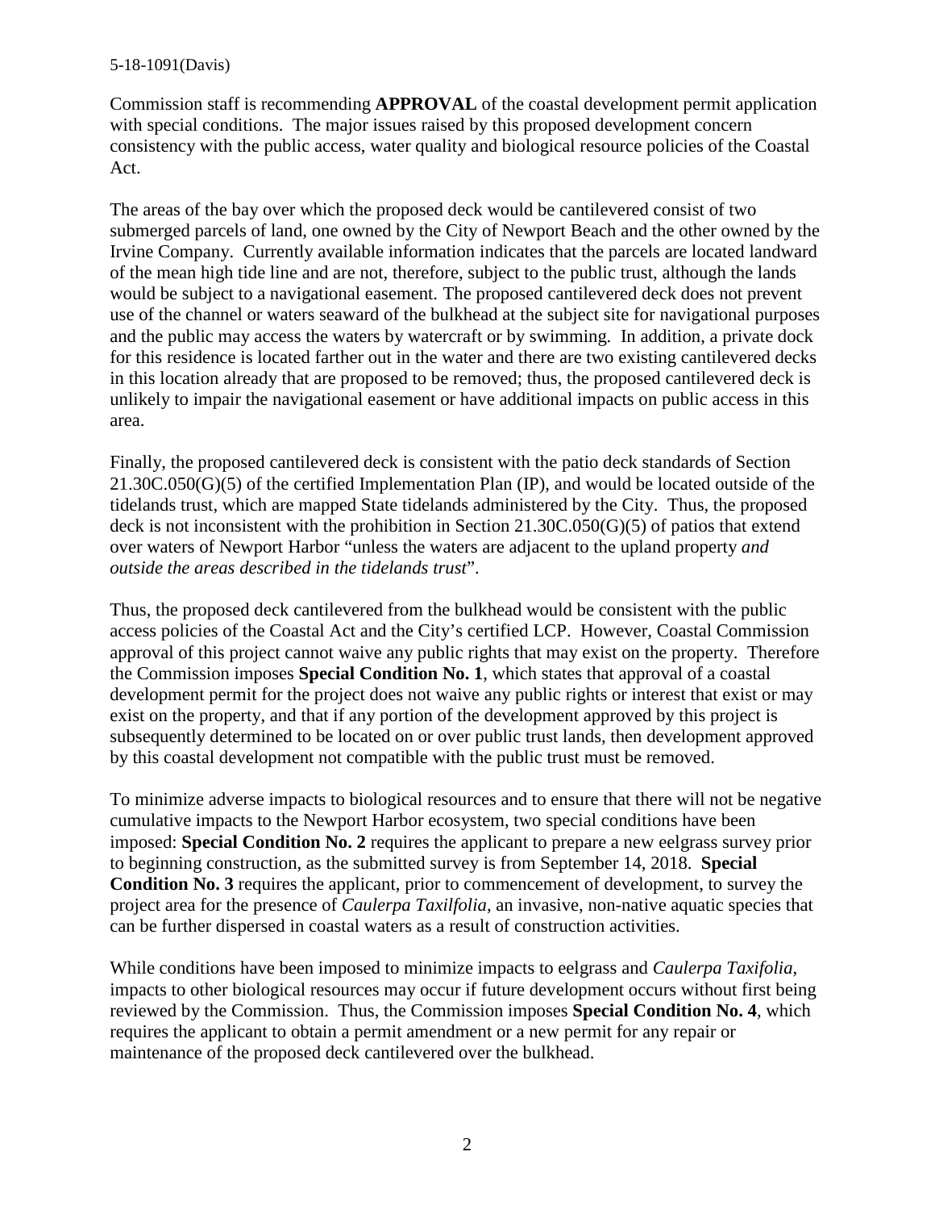Commission staff is recommending **APPROVAL** of the coastal development permit application with special conditions. The major issues raised by this proposed development concern consistency with the public access, water quality and biological resource policies of the Coastal Act.

The areas of the bay over which the proposed deck would be cantilevered consist of two submerged parcels of land, one owned by the City of Newport Beach and the other owned by the Irvine Company. Currently available information indicates that the parcels are located landward of the mean high tide line and are not, therefore, subject to the public trust, although the lands would be subject to a navigational easement. The proposed cantilevered deck does not prevent use of the channel or waters seaward of the bulkhead at the subject site for navigational purposes and the public may access the waters by watercraft or by swimming. In addition, a private dock for this residence is located farther out in the water and there are two existing cantilevered decks in this location already that are proposed to be removed; thus, the proposed cantilevered deck is unlikely to impair the navigational easement or have additional impacts on public access in this area.

Finally, the proposed cantilevered deck is consistent with the patio deck standards of Section 21.30C.050(G)(5) of the certified Implementation Plan (IP), and would be located outside of the tidelands trust, which are mapped State tidelands administered by the City. Thus, the proposed deck is not inconsistent with the prohibition in Section 21.30C.050(G)(5) of patios that extend over waters of Newport Harbor "unless the waters are adjacent to the upland property *and outside the areas described in the tidelands trust*".

Thus, the proposed deck cantilevered from the bulkhead would be consistent with the public access policies of the Coastal Act and the City's certified LCP. However, Coastal Commission approval of this project cannot waive any public rights that may exist on the property. Therefore the Commission imposes **Special Condition No. 1**, which states that approval of a coastal development permit for the project does not waive any public rights or interest that exist or may exist on the property, and that if any portion of the development approved by this project is subsequently determined to be located on or over public trust lands, then development approved by this coastal development not compatible with the public trust must be removed.

To minimize adverse impacts to biological resources and to ensure that there will not be negative cumulative impacts to the Newport Harbor ecosystem, two special conditions have been imposed: **Special Condition No. 2** requires the applicant to prepare a new eelgrass survey prior to beginning construction, as the submitted survey is from September 14, 2018. **Special Condition No. 3** requires the applicant, prior to commencement of development, to survey the project area for the presence of *Caulerpa Taxilfolia*, an invasive, non-native aquatic species that can be further dispersed in coastal waters as a result of construction activities.

While conditions have been imposed to minimize impacts to eelgrass and *Caulerpa Taxifolia*, impacts to other biological resources may occur if future development occurs without first being reviewed by the Commission. Thus, the Commission imposes **Special Condition No. 4**, which requires the applicant to obtain a permit amendment or a new permit for any repair or maintenance of the proposed deck cantilevered over the bulkhead.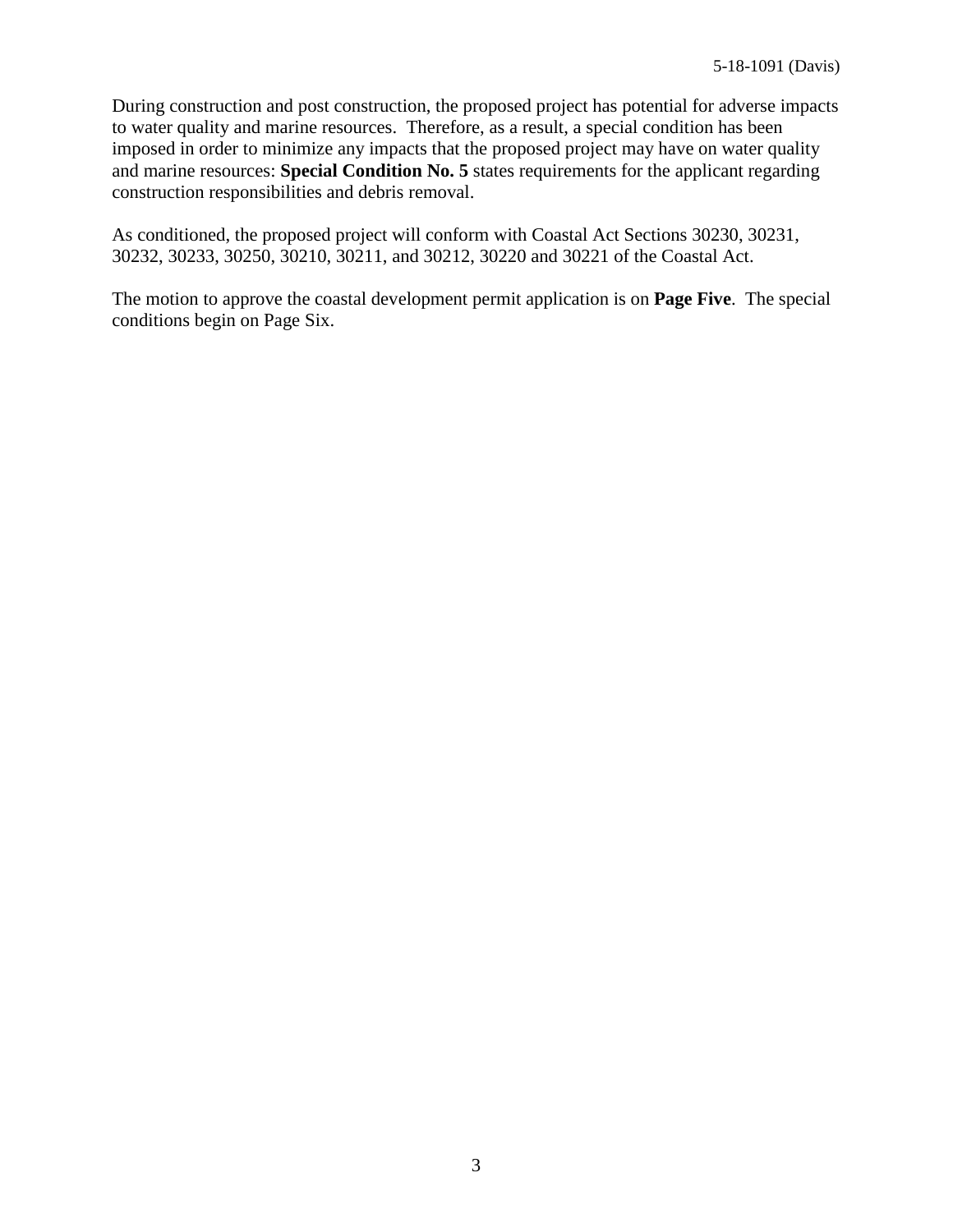During construction and post construction, the proposed project has potential for adverse impacts to water quality and marine resources. Therefore, as a result, a special condition has been imposed in order to minimize any impacts that the proposed project may have on water quality and marine resources: **Special Condition No. 5** states requirements for the applicant regarding construction responsibilities and debris removal.

As conditioned, the proposed project will conform with Coastal Act Sections 30230, 30231, 30232, 30233, 30250, 30210, 30211, and 30212, 30220 and 30221 of the Coastal Act.

The motion to approve the coastal development permit application is on **Page Five**. The special conditions begin on Page Six.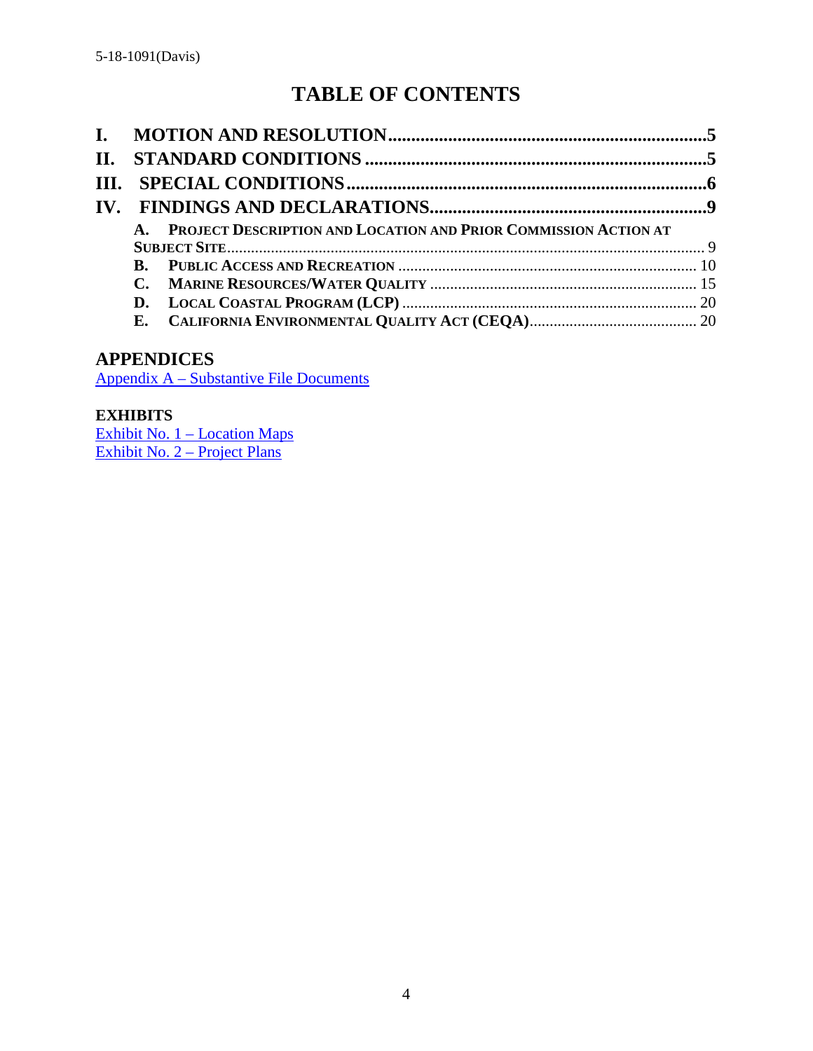# TABLE OF CONTENTS

**I. MOTION AND RESOLUTION....................................................................5**

**II. STANDARD CONDITIONS ........................................................................5**

**III. SPECIAL CONDITIONS...........................................................................6**

**IV. FINDINGS AND DECLARATIONS...........................................................9**

- **A. PROJECT DESCRIPTION AND LOCATION AND PRIOR COMMISSION ACTION AT SUBJECT SITE**.......................................................................................................... 9
- **B. PUBLIC ACCESS AND RECREATION** .......................................................................... 10
- **C. MARINE RESOURCES/WATER QUALITY** .................................................................. 15
- **D. LOCAL COASTAL PROGRAM (LCP)** ......................................................................... 20
- **E. CALIFORNIA ENVIRONMENTAL QUALITY ACT (CEQA)**.......................................... 20

## APPENDICES

Appendix A – Substantive File Documents

### EXHIBITS

Exhibit No. 1 – Location Maps

Exhibit No. 2 – Project Plans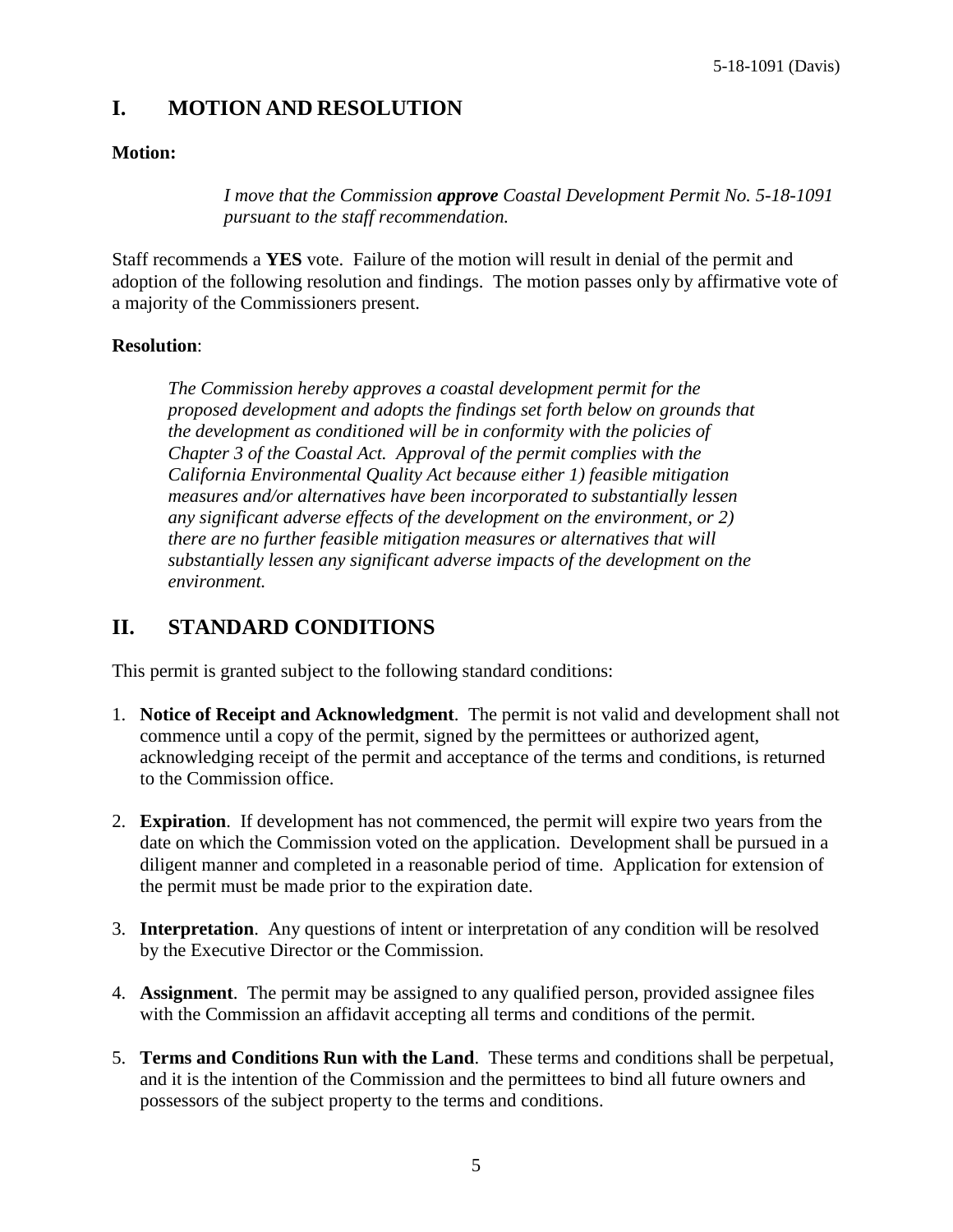# I. MOTION AND RESOLUTION

**Motion:**

> *I move that the Commission **approve** Coastal Development Permit No. 5-18-1091 pursuant to the staff recommendation.*

Staff recommends a **YES** vote. Failure of the motion will result in denial of the permit and adoption of the following resolution and findings. The motion passes only by affirmative vote of a majority of the Commissioners present.

**Resolution**:

> *The Commission hereby approves a coastal development permit for the proposed development and adopts the findings set forth below on grounds that the development as conditioned will be in conformity with the policies of Chapter 3 of the Coastal Act. Approval of the permit complies with the California Environmental Quality Act because either 1) feasible mitigation measures and/or alternatives have been incorporated to substantially lessen any significant adverse effects of the development on the environment, or 2) there are no further feasible mitigation measures or alternatives that will substantially lessen any significant adverse impacts of the development on the environment.*

# II. STANDARD CONDITIONS

This permit is granted subject to the following standard conditions:

1. **Notice of Receipt and Acknowledgment**. The permit is not valid and development shall not commence until a copy of the permit, signed by the permittees or authorized agent, acknowledging receipt of the permit and acceptance of the terms and conditions, is returned to the Commission office.

2. **Expiration**. If development has not commenced, the permit will expire two years from the date on which the Commission voted on the application. Development shall be pursued in a diligent manner and completed in a reasonable period of time. Application for extension of the permit must be made prior to the expiration date.

3. **Interpretation**. Any questions of intent or interpretation of any condition will be resolved by the Executive Director or the Commission.

4. **Assignment**. The permit may be assigned to any qualified person, provided assignee files with the Commission an affidavit accepting all terms and conditions of the permit.

5. **Terms and Conditions Run with the Land**. These terms and conditions shall be perpetual, and it is the intention of the Commission and the permittees to bind all future owners and possessors of the subject property to the terms and conditions.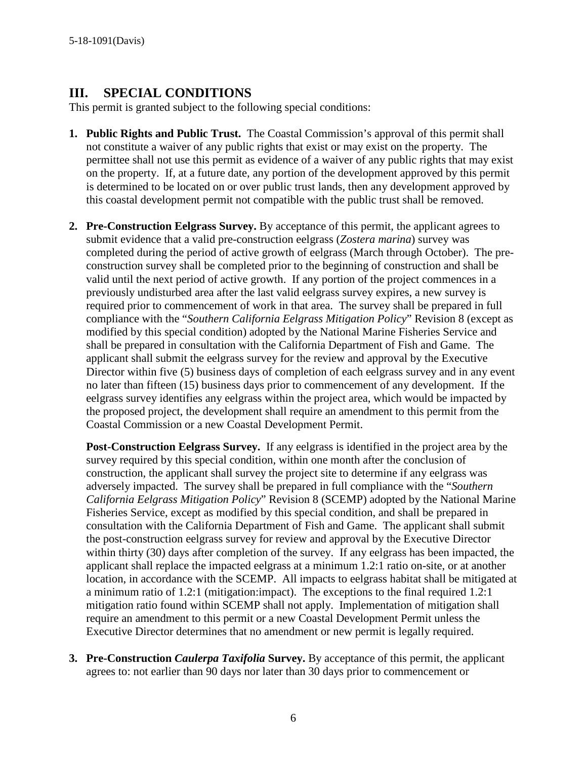## III. SPECIAL CONDITIONS

This permit is granted subject to the following special conditions:

1. **Public Rights and Public Trust.** The Coastal Commission's approval of this permit shall not constitute a waiver of any public rights that exist or may exist on the property. The permittee shall not use this permit as evidence of a waiver of any public rights that may exist on the property. If, at a future date, any portion of the development approved by this permit is determined to be located on or over public trust lands, then any development approved by this coastal development permit not compatible with the public trust shall be removed.

2. **Pre-Construction Eelgrass Survey.** By acceptance of this permit, the applicant agrees to submit evidence that a valid pre-construction eelgrass (*Zostera marina*) survey was completed during the period of active growth of eelgrass (March through October). The pre-construction survey shall be completed prior to the beginning of construction and shall be valid until the next period of active growth. If any portion of the project commences in a previously undisturbed area after the last valid eelgrass survey expires, a new survey is required prior to commencement of work in that area. The survey shall be prepared in full compliance with the "*Southern California Eelgrass Mitigation Policy*" Revision 8 (except as modified by this special condition) adopted by the National Marine Fisheries Service and shall be prepared in consultation with the California Department of Fish and Game. The applicant shall submit the eelgrass survey for the review and approval by the Executive Director within five (5) business days of completion of each eelgrass survey and in any event no later than fifteen (15) business days prior to commencement of any development. If the eelgrass survey identifies any eelgrass within the project area, which would be impacted by the proposed project, the development shall require an amendment to this permit from the Coastal Commission or a new Coastal Development Permit.

   **Post-Construction Eelgrass Survey.** If any eelgrass is identified in the project area by the survey required by this special condition, within one month after the conclusion of construction, the applicant shall survey the project site to determine if any eelgrass was adversely impacted. The survey shall be prepared in full compliance with the "*Southern California Eelgrass Mitigation Policy*" Revision 8 (SCEMP) adopted by the National Marine Fisheries Service, except as modified by this special condition, and shall be prepared in consultation with the California Department of Fish and Game. The applicant shall submit the post-construction eelgrass survey for review and approval by the Executive Director within thirty (30) days after completion of the survey. If any eelgrass has been impacted, the applicant shall replace the impacted eelgrass at a minimum 1.2:1 ratio on-site, or at another location, in accordance with the SCEMP. All impacts to eelgrass habitat shall be mitigated at a minimum ratio of 1.2:1 (mitigation:impact). The exceptions to the final required 1.2:1 mitigation ratio found within SCEMP shall not apply. Implementation of mitigation shall require an amendment to this permit or a new Coastal Development Permit unless the Executive Director determines that no amendment or new permit is legally required.

3. **Pre-Construction *Caulerpa Taxifolia* Survey.** By acceptance of this permit, the applicant agrees to: not earlier than 90 days nor later than 30 days prior to commencement or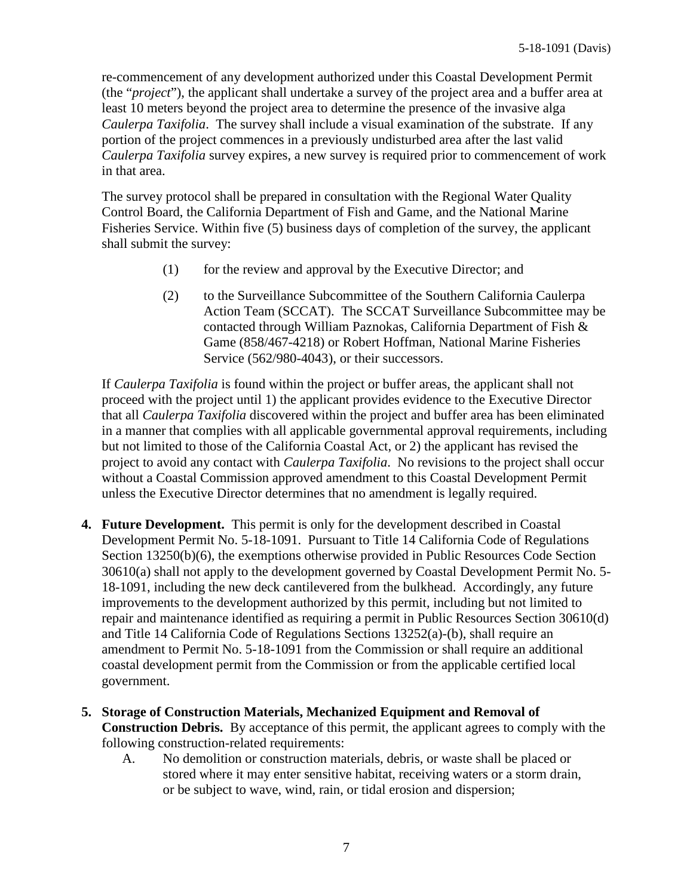re-commencement of any development authorized under this Coastal Development Permit (the "*project*"), the applicant shall undertake a survey of the project area and a buffer area at least 10 meters beyond the project area to determine the presence of the invasive alga *Caulerpa Taxifolia*. The survey shall include a visual examination of the substrate. If any portion of the project commences in a previously undisturbed area after the last valid *Caulerpa Taxifolia* survey expires, a new survey is required prior to commencement of work in that area.

The survey protocol shall be prepared in consultation with the Regional Water Quality Control Board, the California Department of Fish and Game, and the National Marine Fisheries Service. Within five (5) business days of completion of the survey, the applicant shall submit the survey:

(1) for the review and approval by the Executive Director; and

(2) to the Surveillance Subcommittee of the Southern California Caulerpa Action Team (SCCAT). The SCCAT Surveillance Subcommittee may be contacted through William Paznokas, California Department of Fish & Game (858/467-4218) or Robert Hoffman, National Marine Fisheries Service (562/980-4043), or their successors.

If *Caulerpa Taxifolia* is found within the project or buffer areas, the applicant shall not proceed with the project until 1) the applicant provides evidence to the Executive Director that all *Caulerpa Taxifolia* discovered within the project and buffer area has been eliminated in a manner that complies with all applicable governmental approval requirements, including but not limited to those of the California Coastal Act, or 2) the applicant has revised the project to avoid any contact with *Caulerpa Taxifolia*. No revisions to the project shall occur without a Coastal Commission approved amendment to this Coastal Development Permit unless the Executive Director determines that no amendment is legally required.

4. **Future Development.** This permit is only for the development described in Coastal Development Permit No. 5-18-1091. Pursuant to Title 14 California Code of Regulations Section 13250(b)(6), the exemptions otherwise provided in Public Resources Code Section 30610(a) shall not apply to the development governed by Coastal Development Permit No. 5-18-1091, including the new deck cantilevered from the bulkhead. Accordingly, any future improvements to the development authorized by this permit, including but not limited to repair and maintenance identified as requiring a permit in Public Resources Section 30610(d) and Title 14 California Code of Regulations Sections 13252(a)-(b), shall require an amendment to Permit No. 5-18-1091 from the Commission or shall require an additional coastal development permit from the Commission or from the applicable certified local government.

5. **Storage of Construction Materials, Mechanized Equipment and Removal of Construction Debris.** By acceptance of this permit, the applicant agrees to comply with the following construction-related requirements:

   A. No demolition or construction materials, debris, or waste shall be placed or stored where it may enter sensitive habitat, receiving waters or a storm drain, or be subject to wave, wind, rain, or tidal erosion and dispersion;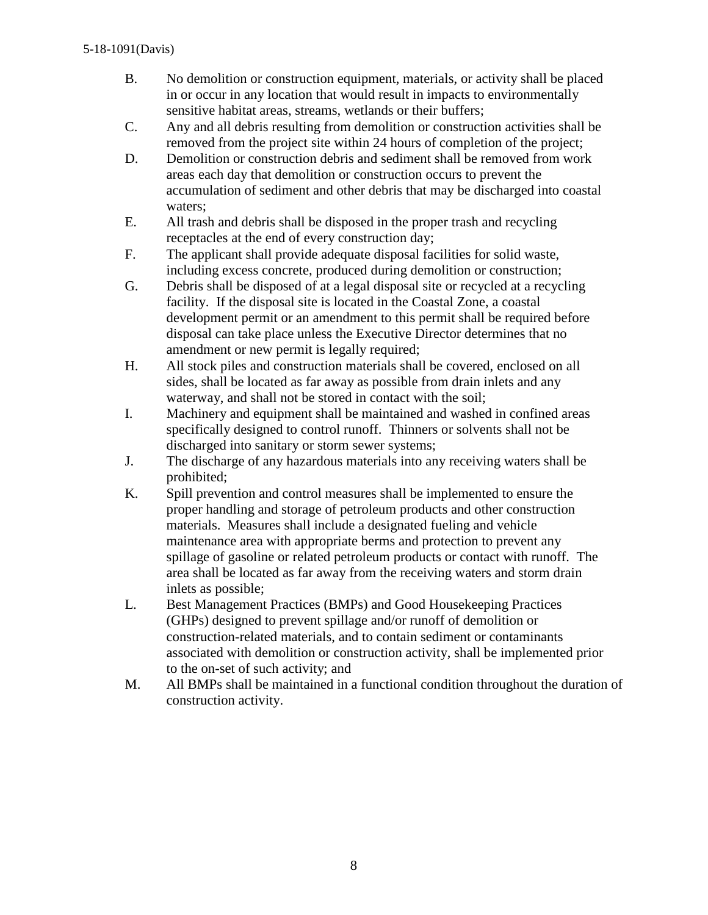B. No demolition or construction equipment, materials, or activity shall be placed in or occur in any location that would result in impacts to environmentally sensitive habitat areas, streams, wetlands or their buffers;

C. Any and all debris resulting from demolition or construction activities shall be removed from the project site within 24 hours of completion of the project;

D. Demolition or construction debris and sediment shall be removed from work areas each day that demolition or construction occurs to prevent the accumulation of sediment and other debris that may be discharged into coastal waters;

E. All trash and debris shall be disposed in the proper trash and recycling receptacles at the end of every construction day;

F. The applicant shall provide adequate disposal facilities for solid waste, including excess concrete, produced during demolition or construction;

G. Debris shall be disposed of at a legal disposal site or recycled at a recycling facility. If the disposal site is located in the Coastal Zone, a coastal development permit or an amendment to this permit shall be required before disposal can take place unless the Executive Director determines that no amendment or new permit is legally required;

H. All stock piles and construction materials shall be covered, enclosed on all sides, shall be located as far away as possible from drain inlets and any waterway, and shall not be stored in contact with the soil;

I. Machinery and equipment shall be maintained and washed in confined areas specifically designed to control runoff. Thinners or solvents shall not be discharged into sanitary or storm sewer systems;

J. The discharge of any hazardous materials into any receiving waters shall be prohibited;

K. Spill prevention and control measures shall be implemented to ensure the proper handling and storage of petroleum products and other construction materials. Measures shall include a designated fueling and vehicle maintenance area with appropriate berms and protection to prevent any spillage of gasoline or related petroleum products or contact with runoff. The area shall be located as far away from the receiving waters and storm drain inlets as possible;

L. Best Management Practices (BMPs) and Good Housekeeping Practices (GHPs) designed to prevent spillage and/or runoff of demolition or construction-related materials, and to contain sediment or contaminants associated with demolition or construction activity, shall be implemented prior to the on-set of such activity; and

M. All BMPs shall be maintained in a functional condition throughout the duration of construction activity.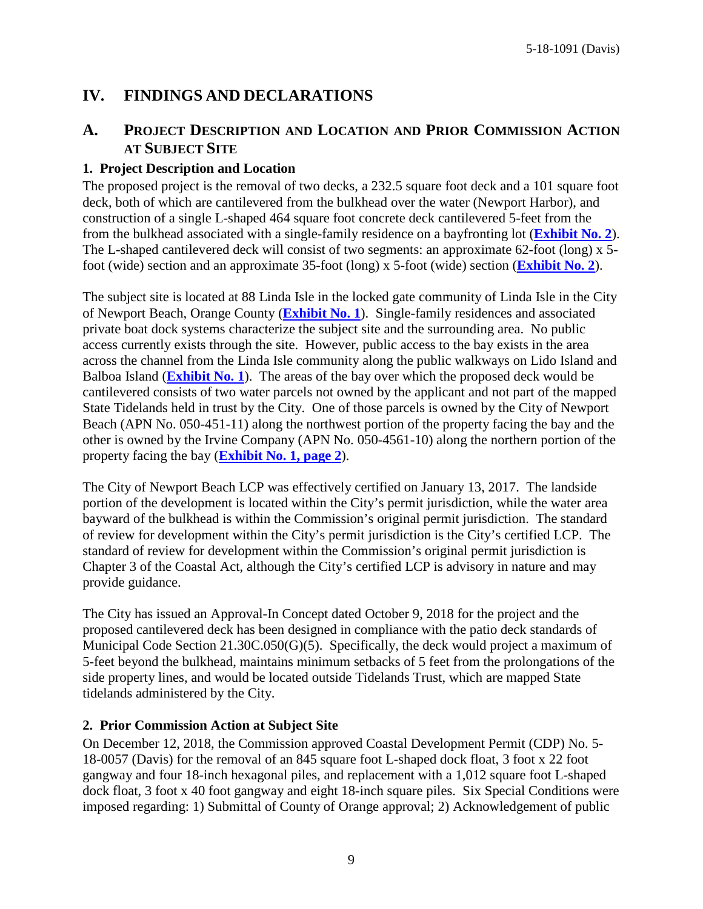# IV. FINDINGS AND DECLARATIONS

## A. PROJECT DESCRIPTION AND LOCATION AND PRIOR COMMISSION ACTION AT SUBJECT SITE

### 1. Project Description and Location

The proposed project is the removal of two decks, a 232.5 square foot deck and a 101 square foot deck, both of which are cantilevered from the bulkhead over the water (Newport Harbor), and construction of a single L-shaped 464 square foot concrete deck cantilevered 5-feet from the from the bulkhead associated with a single-family residence on a bayfronting lot (**Exhibit No. 2**). The L-shaped cantilevered deck will consist of two segments: an approximate 62-foot (long) x 5-foot (wide) section and an approximate 35-foot (long) x 5-foot (wide) section (**Exhibit No. 2**).

The subject site is located at 88 Linda Isle in the locked gate community of Linda Isle in the City of Newport Beach, Orange County (**Exhibit No. 1**). Single-family residences and associated private boat dock systems characterize the subject site and the surrounding area. No public access currently exists through the site. However, public access to the bay exists in the area across the channel from the Linda Isle community along the public walkways on Lido Island and Balboa Island (**Exhibit No. 1**). The areas of the bay over which the proposed deck would be cantilevered consists of two water parcels not owned by the applicant and not part of the mapped State Tidelands held in trust by the City. One of those parcels is owned by the City of Newport Beach (APN No. 050-451-11) along the northwest portion of the property facing the bay and the other is owned by the Irvine Company (APN No. 050-4561-10) along the northern portion of the property facing the bay (**Exhibit No. 1, page 2**).

The City of Newport Beach LCP was effectively certified on January 13, 2017. The landside portion of the development is located within the City's permit jurisdiction, while the water area bayward of the bulkhead is within the Commission's original permit jurisdiction. The standard of review for development within the City's permit jurisdiction is the City's certified LCP. The standard of review for development within the Commission's original permit jurisdiction is Chapter 3 of the Coastal Act, although the City's certified LCP is advisory in nature and may provide guidance.

The City has issued an Approval-In Concept dated October 9, 2018 for the project and the proposed cantilevered deck has been designed in compliance with the patio deck standards of Municipal Code Section 21.30C.050(G)(5). Specifically, the deck would project a maximum of 5-feet beyond the bulkhead, maintains minimum setbacks of 5 feet from the prolongations of the side property lines, and would be located outside Tidelands Trust, which are mapped State tidelands administered by the City.

### 2. Prior Commission Action at Subject Site

On December 12, 2018, the Commission approved Coastal Development Permit (CDP) No. 5-18-0057 (Davis) for the removal of an 845 square foot L-shaped dock float, 3 foot x 22 foot gangway and four 18-inch hexagonal piles, and replacement with a 1,012 square foot L-shaped dock float, 3 foot x 40 foot gangway and eight 18-inch square piles. Six Special Conditions were imposed regarding: 1) Submittal of County of Orange approval; 2) Acknowledgement of public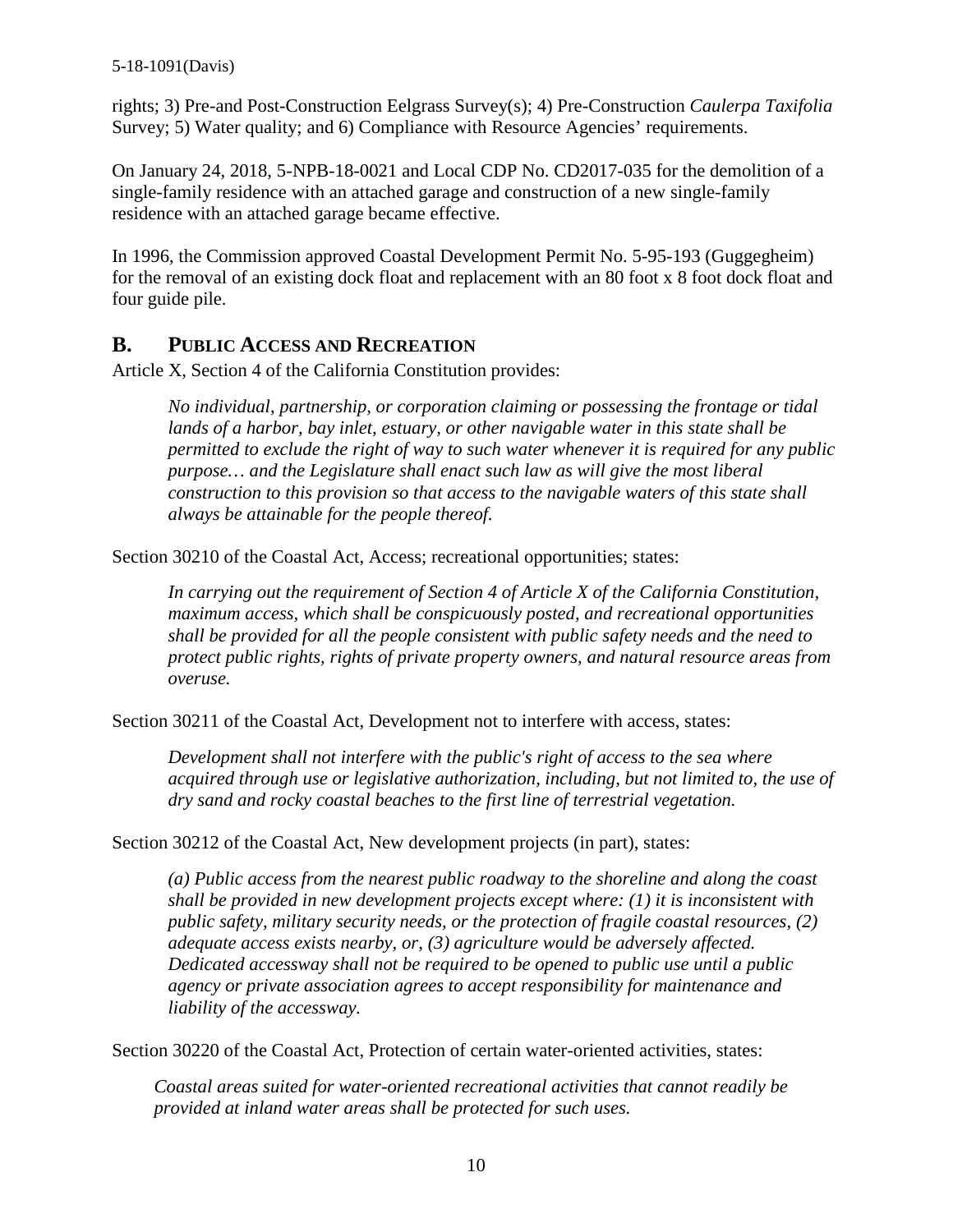rights; 3) Pre-and Post-Construction Eelgrass Survey(s); 4) Pre-Construction *Caulerpa Taxifolia* Survey; 5) Water quality; and 6) Compliance with Resource Agencies' requirements.

On January 24, 2018, 5-NPB-18-0021 and Local CDP No. CD2017-035 for the demolition of a single-family residence with an attached garage and construction of a new single-family residence with an attached garage became effective.

In 1996, the Commission approved Coastal Development Permit No. 5-95-193 (Guggegheim) for the removal of an existing dock float and replacement with an 80 foot x 8 foot dock float and four guide pile.

## B. PUBLIC ACCESS AND RECREATION

Article X, Section 4 of the California Constitution provides:

> *No individual, partnership, or corporation claiming or possessing the frontage or tidal lands of a harbor, bay inlet, estuary, or other navigable water in this state shall be permitted to exclude the right of way to such water whenever it is required for any public purpose… and the Legislature shall enact such law as will give the most liberal construction to this provision so that access to the navigable waters of this state shall always be attainable for the people thereof.*

Section 30210 of the Coastal Act, Access; recreational opportunities; states:

> *In carrying out the requirement of Section 4 of Article X of the California Constitution, maximum access, which shall be conspicuously posted, and recreational opportunities shall be provided for all the people consistent with public safety needs and the need to protect public rights, rights of private property owners, and natural resource areas from overuse.*

Section 30211 of the Coastal Act, Development not to interfere with access, states:

> *Development shall not interfere with the public's right of access to the sea where acquired through use or legislative authorization, including, but not limited to, the use of dry sand and rocky coastal beaches to the first line of terrestrial vegetation.*

Section 30212 of the Coastal Act, New development projects (in part), states:

> *(a) Public access from the nearest public roadway to the shoreline and along the coast shall be provided in new development projects except where: (1) it is inconsistent with public safety, military security needs, or the protection of fragile coastal resources, (2) adequate access exists nearby, or, (3) agriculture would be adversely affected. Dedicated accessway shall not be required to be opened to public use until a public agency or private association agrees to accept responsibility for maintenance and liability of the accessway.*

Section 30220 of the Coastal Act, Protection of certain water-oriented activities, states:

> *Coastal areas suited for water-oriented recreational activities that cannot readily be provided at inland water areas shall be protected for such uses.*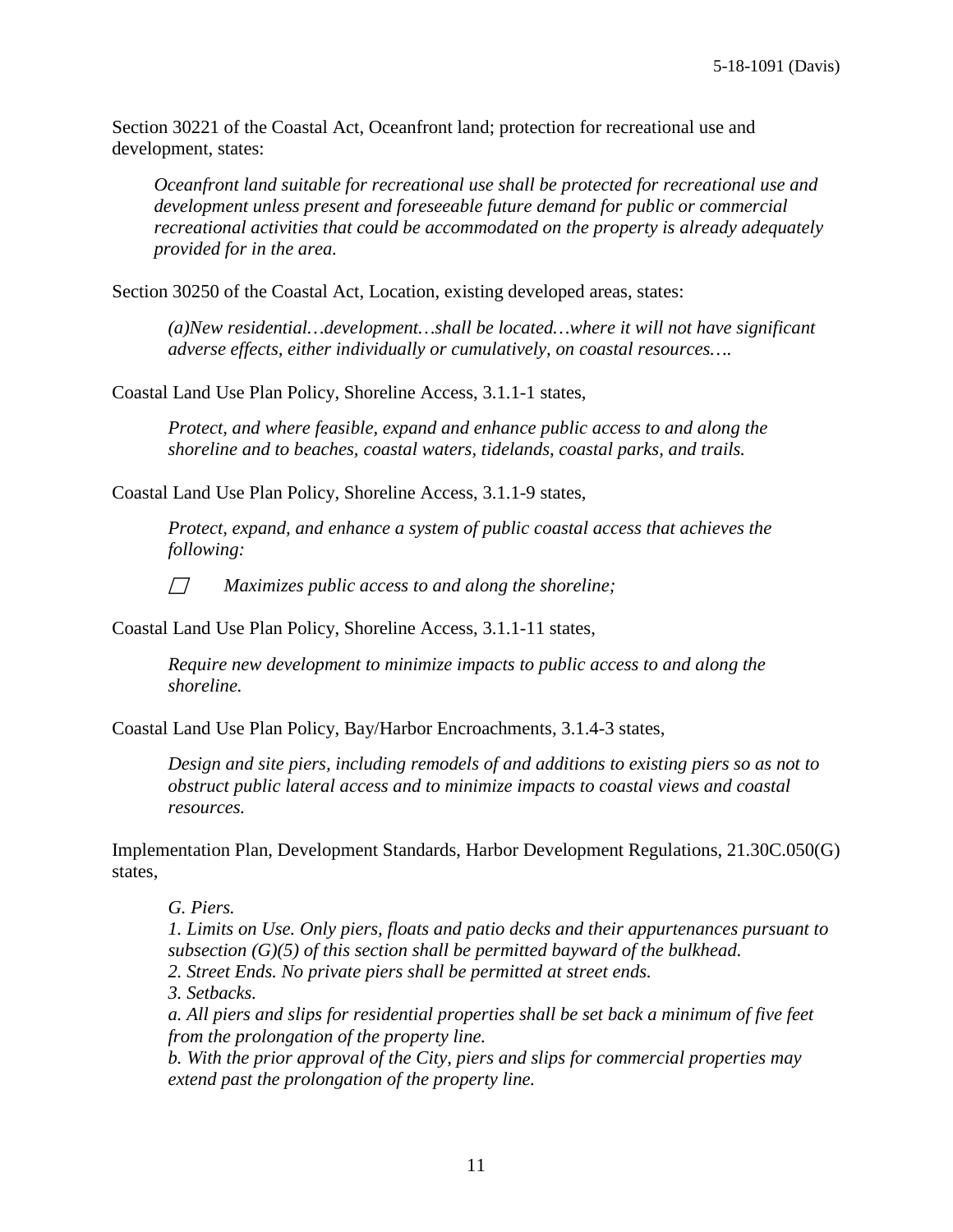Section 30221 of the Coastal Act, Oceanfront land; protection for recreational use and development, states:

> *Oceanfront land suitable for recreational use shall be protected for recreational use and development unless present and foreseeable future demand for public or commercial recreational activities that could be accommodated on the property is already adequately provided for in the area.*

Section 30250 of the Coastal Act, Location, existing developed areas, states:

> *(a)New residential…development….shall be located…where it will not have significant adverse effects, either individually or cumulatively, on coastal resources….*

Coastal Land Use Plan Policy, Shoreline Access, 3.1.1-1 states,

> *Protect, and where feasible, expand and enhance public access to and along the shoreline and to beaches, coastal waters, tidelands, coastal parks, and trails.*

Coastal Land Use Plan Policy, Shoreline Access, 3.1.1-9 states,

> *Protect, expand, and enhance a system of public coastal access that achieves the following:*
>
> - *Maximizes public access to and along the shoreline;*

Coastal Land Use Plan Policy, Shoreline Access, 3.1.1-11 states,

> *Require new development to minimize impacts to public access to and along the shoreline.*

Coastal Land Use Plan Policy, Bay/Harbor Encroachments, 3.1.4-3 states,

> *Design and site piers, including remodels of and additions to existing piers so as not to obstruct public lateral access and to minimize impacts to coastal views and coastal resources.*

Implementation Plan, Development Standards, Harbor Development Regulations, 21.30C.050(G) states,

> *G. Piers.*
> *1. Limits on Use. Only piers, floats and patio decks and their appurtenances pursuant to subsection (G)(5) of this section shall be permitted bayward of the bulkhead.*
> *2. Street Ends. No private piers shall be permitted at street ends.*
> *3. Setbacks.*
> *a. All piers and slips for residential properties shall be set back a minimum of five feet from the prolongation of the property line.*
> *b. With the prior approval of the City, piers and slips for commercial properties may extend past the prolongation of the property line.*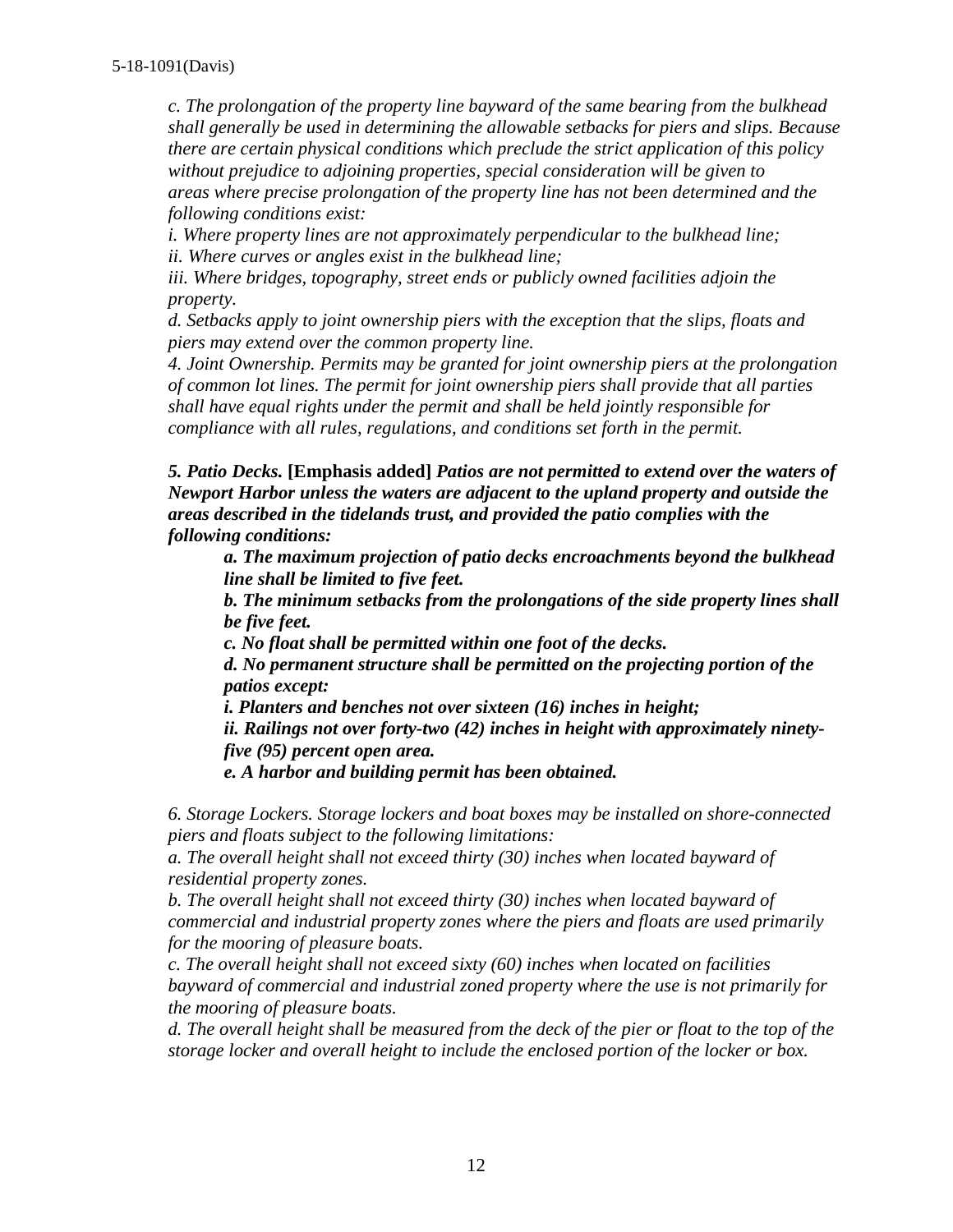*c. The prolongation of the property line bayward of the same bearing from the bulkhead shall generally be used in determining the allowable setbacks for piers and slips. Because there are certain physical conditions which preclude the strict application of this policy without prejudice to adjoining properties, special consideration will be given to areas where precise prolongation of the property line has not been determined and the following conditions exist:*

*i. Where property lines are not approximately perpendicular to the bulkhead line;*

*ii. Where curves or angles exist in the bulkhead line;*

*iii. Where bridges, topography, street ends or publicly owned facilities adjoin the property.*

*d. Setbacks apply to joint ownership piers with the exception that the slips, floats and piers may extend over the common property line.*

*4. Joint Ownership. Permits may be granted for joint ownership piers at the prolongation of common lot lines. The permit for joint ownership piers shall provide that all parties shall have equal rights under the permit and shall be held jointly responsible for compliance with all rules, regulations, and conditions set forth in the permit.*

***5. Patio Decks.*** **[Emphasis added]** ***Patios are not permitted to extend over the waters of Newport Harbor unless the waters are adjacent to the upland property and outside the areas described in the tidelands trust, and provided the patio complies with the following conditions:***

> ***a. The maximum projection of patio decks encroachments beyond the bulkhead line shall be limited to five feet.***
>
> ***b. The minimum setbacks from the prolongations of the side property lines shall be five feet.***
>
> ***c. No float shall be permitted within one foot of the decks.***
>
> ***d. No permanent structure shall be permitted on the projecting portion of the patios except:***
>
> ***i. Planters and benches not over sixteen (16) inches in height;***
>
> ***ii. Railings not over forty-two (42) inches in height with approximately ninety-five (95) percent open area.***
>
> ***e. A harbor and building permit has been obtained.***

*6. Storage Lockers. Storage lockers and boat boxes may be installed on shore-connected piers and floats subject to the following limitations:*

*a. The overall height shall not exceed thirty (30) inches when located bayward of residential property zones.*

*b. The overall height shall not exceed thirty (30) inches when located bayward of commercial and industrial property zones where the piers and floats are used primarily for the mooring of pleasure boats.*

*c. The overall height shall not exceed sixty (60) inches when located on facilities bayward of commercial and industrial zoned property where the use is not primarily for the mooring of pleasure boats.*

*d. The overall height shall be measured from the deck of the pier or float to the top of the storage locker and overall height to include the enclosed portion of the locker or box.*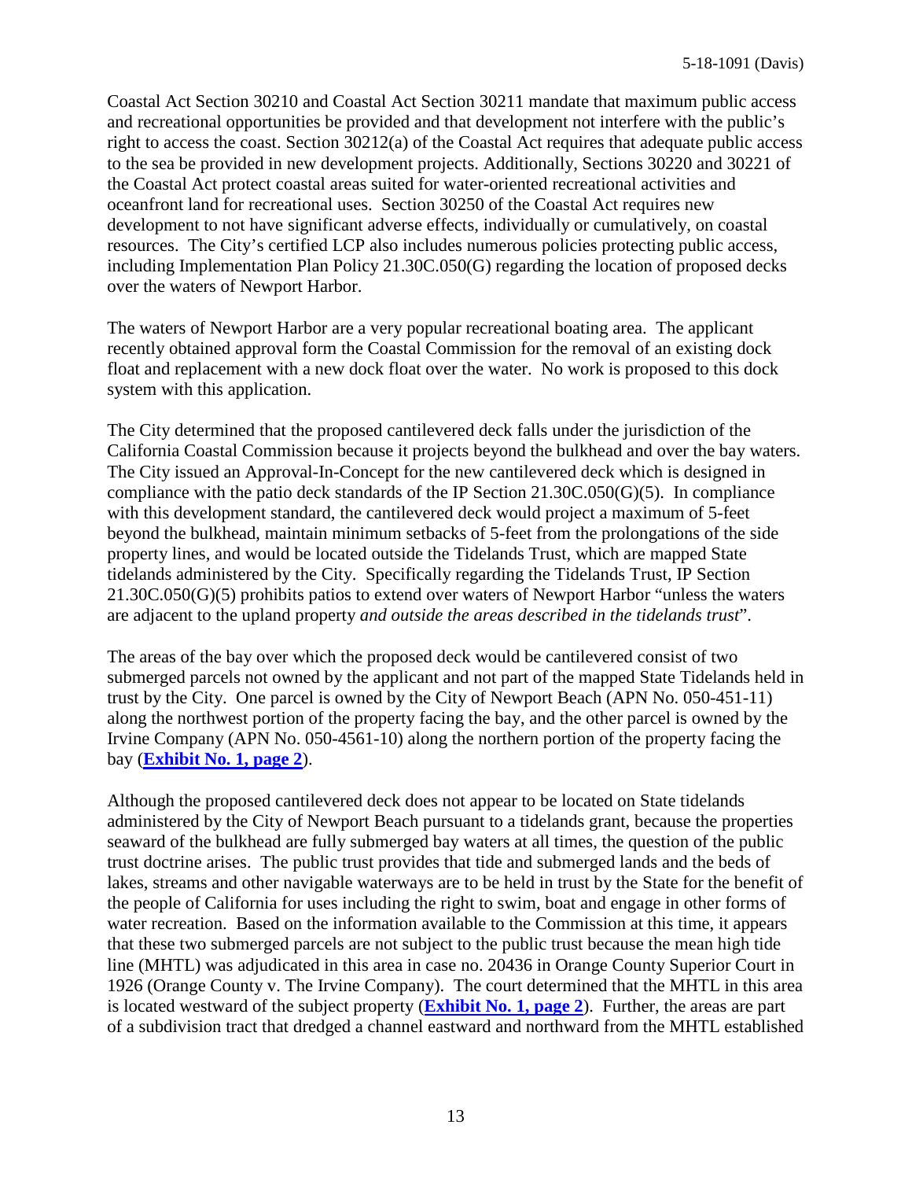Coastal Act Section 30210 and Coastal Act Section 30211 mandate that maximum public access and recreational opportunities be provided and that development not interfere with the public's right to access the coast. Section 30212(a) of the Coastal Act requires that adequate public access to the sea be provided in new development projects. Additionally, Sections 30220 and 30221 of the Coastal Act protect coastal areas suited for water-oriented recreational activities and oceanfront land for recreational uses. Section 30250 of the Coastal Act requires new development to not have significant adverse effects, individually or cumulatively, on coastal resources. The City's certified LCP also includes numerous policies protecting public access, including Implementation Plan Policy 21.30C.050(G) regarding the location of proposed decks over the waters of Newport Harbor.

The waters of Newport Harbor are a very popular recreational boating area. The applicant recently obtained approval form the Coastal Commission for the removal of an existing dock float and replacement with a new dock float over the water. No work is proposed to this dock system with this application.

The City determined that the proposed cantilevered deck falls under the jurisdiction of the California Coastal Commission because it projects beyond the bulkhead and over the bay waters. The City issued an Approval-In-Concept for the new cantilevered deck which is designed in compliance with the patio deck standards of the IP Section 21.30C.050(G)(5). In compliance with this development standard, the cantilevered deck would project a maximum of 5-feet beyond the bulkhead, maintain minimum setbacks of 5-feet from the prolongations of the side property lines, and would be located outside the Tidelands Trust, which are mapped State tidelands administered by the City. Specifically regarding the Tidelands Trust, IP Section 21.30C.050(G)(5) prohibits patios to extend over waters of Newport Harbor "unless the waters are adjacent to the upland property *and outside the areas described in the tidelands trust*".

The areas of the bay over which the proposed deck would be cantilevered consist of two submerged parcels not owned by the applicant and not part of the mapped State Tidelands held in trust by the City. One parcel is owned by the City of Newport Beach (APN No. 050-451-11) along the northwest portion of the property facing the bay, and the other parcel is owned by the Irvine Company (APN No. 050-4561-10) along the northern portion of the property facing the bay (**Exhibit No. 1, page 2**).

Although the proposed cantilevered deck does not appear to be located on State tidelands administered by the City of Newport Beach pursuant to a tidelands grant, because the properties seaward of the bulkhead are fully submerged bay waters at all times, the question of the public trust doctrine arises. The public trust provides that tide and submerged lands and the beds of lakes, streams and other navigable waterways are to be held in trust by the State for the benefit of the people of California for uses including the right to swim, boat and engage in other forms of water recreation. Based on the information available to the Commission at this time, it appears that these two submerged parcels are not subject to the public trust because the mean high tide line (MHTL) was adjudicated in this area in case no. 20436 in Orange County Superior Court in 1926 (Orange County v. The Irvine Company). The court determined that the MHTL in this area is located westward of the subject property (**Exhibit No. 1, page 2**). Further, the areas are part of a subdivision tract that dredged a channel eastward and northward from the MHTL established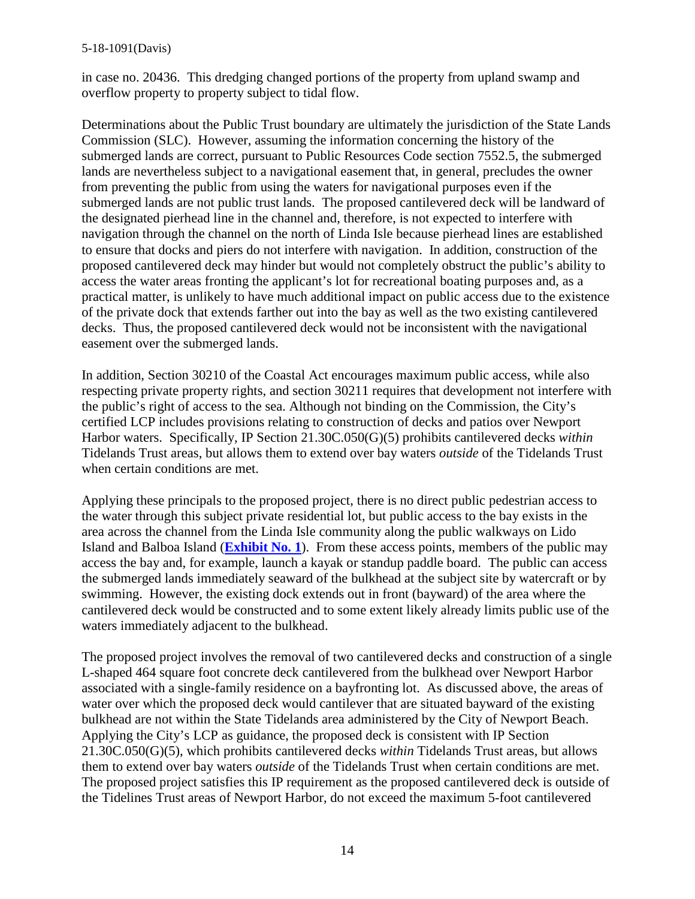in case no. 20436. This dredging changed portions of the property from upland swamp and overflow property to property subject to tidal flow.

Determinations about the Public Trust boundary are ultimately the jurisdiction of the State Lands Commission (SLC). However, assuming the information concerning the history of the submerged lands are correct, pursuant to Public Resources Code section 7552.5, the submerged lands are nevertheless subject to a navigational easement that, in general, precludes the owner from preventing the public from using the waters for navigational purposes even if the submerged lands are not public trust lands. The proposed cantilevered deck will be landward of the designated pierhead line in the channel and, therefore, is not expected to interfere with navigation through the channel on the north of Linda Isle because pierhead lines are established to ensure that docks and piers do not interfere with navigation. In addition, construction of the proposed cantilevered deck may hinder but would not completely obstruct the public's ability to access the water areas fronting the applicant's lot for recreational boating purposes and, as a practical matter, is unlikely to have much additional impact on public access due to the existence of the private dock that extends farther out into the bay as well as the two existing cantilevered decks. Thus, the proposed cantilevered deck would not be inconsistent with the navigational easement over the submerged lands.

In addition, Section 30210 of the Coastal Act encourages maximum public access, while also respecting private property rights, and section 30211 requires that development not interfere with the public's right of access to the sea. Although not binding on the Commission, the City's certified LCP includes provisions relating to construction of decks and patios over Newport Harbor waters. Specifically, IP Section 21.30C.050(G)(5) prohibits cantilevered decks *within* Tidelands Trust areas, but allows them to extend over bay waters *outside* of the Tidelands Trust when certain conditions are met.

Applying these principals to the proposed project, there is no direct public pedestrian access to the water through this subject private residential lot, but public access to the bay exists in the area across the channel from the Linda Isle community along the public walkways on Lido Island and Balboa Island (**Exhibit No. 1**). From these access points, members of the public may access the bay and, for example, launch a kayak or standup paddle board. The public can access the submerged lands immediately seaward of the bulkhead at the subject site by watercraft or by swimming. However, the existing dock extends out in front (bayward) of the area where the cantilevered deck would be constructed and to some extent likely already limits public use of the waters immediately adjacent to the bulkhead.

The proposed project involves the removal of two cantilevered decks and construction of a single L-shaped 464 square foot concrete deck cantilevered from the bulkhead over Newport Harbor associated with a single-family residence on a bayfronting lot. As discussed above, the areas of water over which the proposed deck would cantilever that are situated bayward of the existing bulkhead are not within the State Tidelands area administered by the City of Newport Beach. Applying the City's LCP as guidance, the proposed deck is consistent with IP Section 21.30C.050(G)(5), which prohibits cantilevered decks *within* Tidelands Trust areas, but allows them to extend over bay waters *outside* of the Tidelands Trust when certain conditions are met. The proposed project satisfies this IP requirement as the proposed cantilevered deck is outside of the Tidelines Trust areas of Newport Harbor, do not exceed the maximum 5-foot cantilevered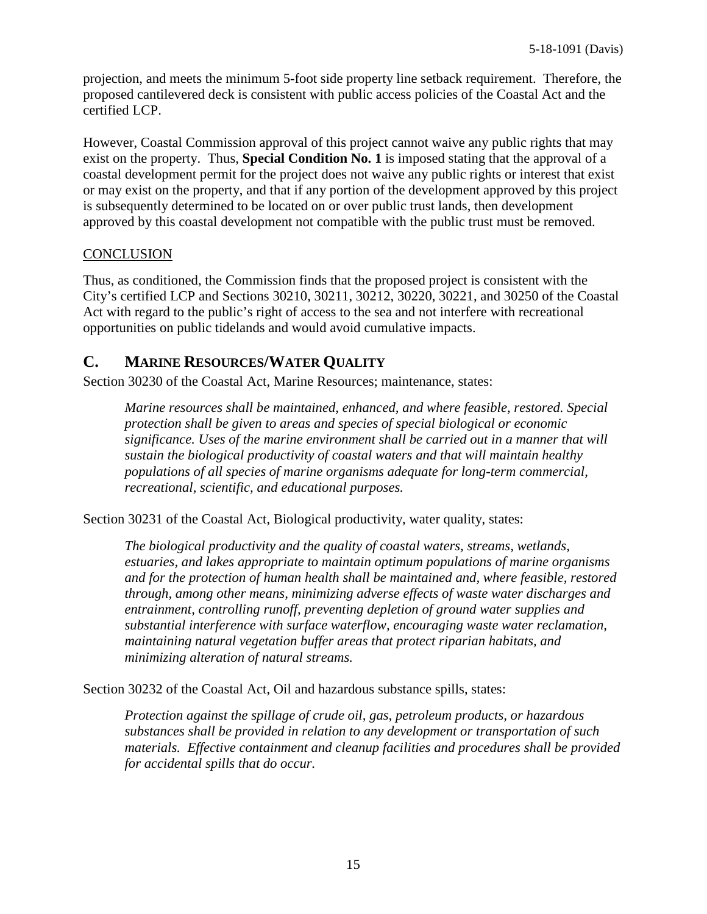projection, and meets the minimum 5-foot side property line setback requirement. Therefore, the proposed cantilevered deck is consistent with public access policies of the Coastal Act and the certified LCP.

However, Coastal Commission approval of this project cannot waive any public rights that may exist on the property. Thus, **Special Condition No. 1** is imposed stating that the approval of a coastal development permit for the project does not waive any public rights or interest that exist or may exist on the property, and that if any portion of the development approved by this project is subsequently determined to be located on or over public trust lands, then development approved by this coastal development not compatible with the public trust must be removed.

CONCLUSION

Thus, as conditioned, the Commission finds that the proposed project is consistent with the City's certified LCP and Sections 30210, 30211, 30212, 30220, 30221, and 30250 of the Coastal Act with regard to the public's right of access to the sea and not interfere with recreational opportunities on public tidelands and would avoid cumulative impacts.

## C. MARINE RESOURCES/WATER QUALITY

Section 30230 of the Coastal Act, Marine Resources; maintenance, states:

> *Marine resources shall be maintained, enhanced, and where feasible, restored. Special protection shall be given to areas and species of special biological or economic significance. Uses of the marine environment shall be carried out in a manner that will sustain the biological productivity of coastal waters and that will maintain healthy populations of all species of marine organisms adequate for long-term commercial, recreational, scientific, and educational purposes.*

Section 30231 of the Coastal Act, Biological productivity, water quality, states:

> *The biological productivity and the quality of coastal waters, streams, wetlands, estuaries, and lakes appropriate to maintain optimum populations of marine organisms and for the protection of human health shall be maintained and, where feasible, restored through, among other means, minimizing adverse effects of waste water discharges and entrainment, controlling runoff, preventing depletion of ground water supplies and substantial interference with surface waterflow, encouraging waste water reclamation, maintaining natural vegetation buffer areas that protect riparian habitats, and minimizing alteration of natural streams.*

Section 30232 of the Coastal Act, Oil and hazardous substance spills, states:

> *Protection against the spillage of crude oil, gas, petroleum products, or hazardous substances shall be provided in relation to any development or transportation of such materials. Effective containment and cleanup facilities and procedures shall be provided for accidental spills that do occur.*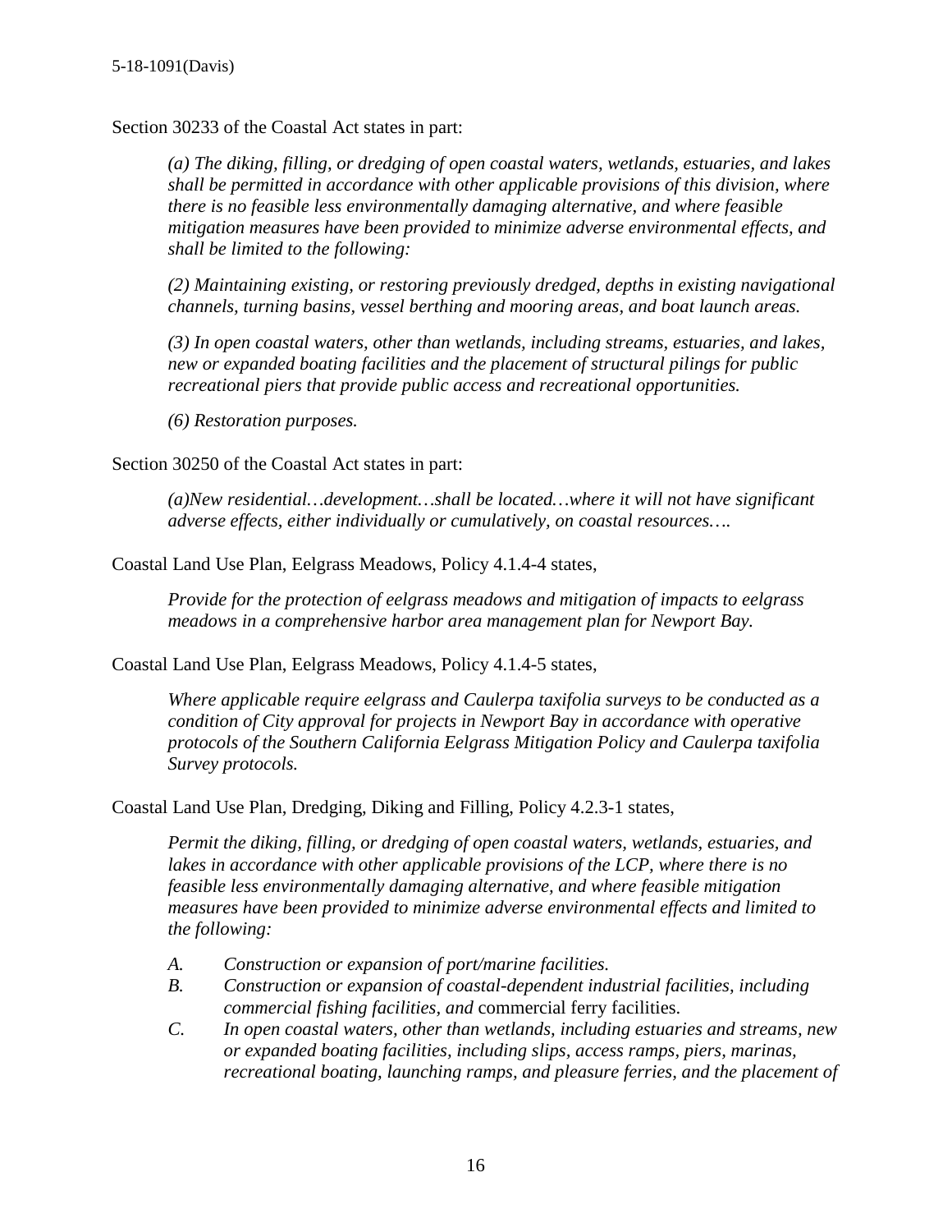Section 30233 of the Coastal Act states in part:

> *(a) The diking, filling, or dredging of open coastal waters, wetlands, estuaries, and lakes shall be permitted in accordance with other applicable provisions of this division, where there is no feasible less environmentally damaging alternative, and where feasible mitigation measures have been provided to minimize adverse environmental effects, and shall be limited to the following:*
>
> *(2) Maintaining existing, or restoring previously dredged, depths in existing navigational channels, turning basins, vessel berthing and mooring areas, and boat launch areas.*
>
> *(3) In open coastal waters, other than wetlands, including streams, estuaries, and lakes, new or expanded boating facilities and the placement of structural pilings for public recreational piers that provide public access and recreational opportunities.*
>
> *(6) Restoration purposes.*

Section 30250 of the Coastal Act states in part:

> *(a)New residential…development…shall be located…where it will not have significant adverse effects, either individually or cumulatively, on coastal resources….*

Coastal Land Use Plan, Eelgrass Meadows, Policy 4.1.4-4 states,

> *Provide for the protection of eelgrass meadows and mitigation of impacts to eelgrass meadows in a comprehensive harbor area management plan for Newport Bay.*

Coastal Land Use Plan, Eelgrass Meadows, Policy 4.1.4-5 states,

> *Where applicable require eelgrass and Caulerpa taxifolia surveys to be conducted as a condition of City approval for projects in Newport Bay in accordance with operative protocols of the Southern California Eelgrass Mitigation Policy and Caulerpa taxifolia Survey protocols.*

Coastal Land Use Plan, Dredging, Diking and Filling, Policy 4.2.3-1 states,

> *Permit the diking, filling, or dredging of open coastal waters, wetlands, estuaries, and lakes in accordance with other applicable provisions of the LCP, where there is no feasible less environmentally damaging alternative, and where feasible mitigation measures have been provided to minimize adverse environmental effects and limited to the following:*
>
> *A. Construction or expansion of port/marine facilities.*
> *B. Construction or expansion of coastal-dependent industrial facilities, including commercial fishing facilities, and* commercial ferry facilities.
> *C. In open coastal waters, other than wetlands, including estuaries and streams, new or expanded boating facilities, including slips, access ramps, piers, marinas, recreational boating, launching ramps, and pleasure ferries, and the placement of*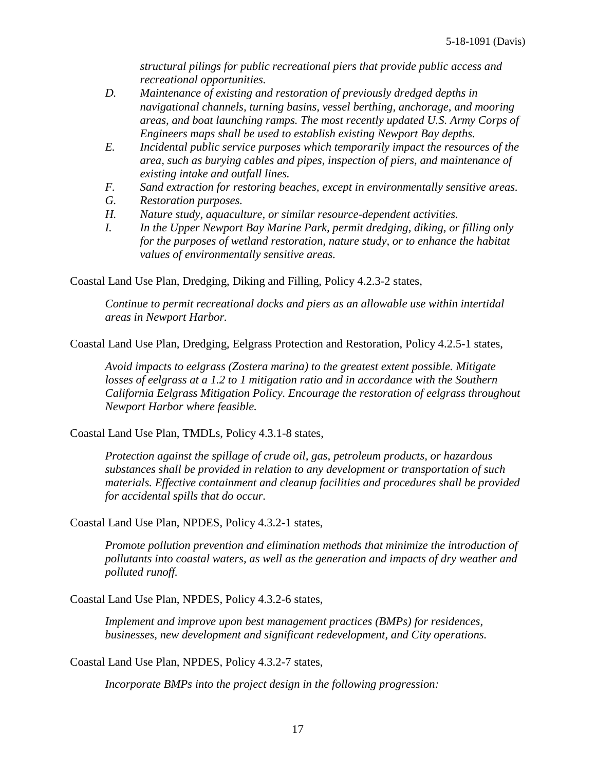*structural pilings for public recreational piers that provide public access and recreational opportunities.*

*D. Maintenance of existing and restoration of previously dredged depths in navigational channels, turning basins, vessel berthing, anchorage, and mooring areas, and boat launching ramps. The most recently updated U.S. Army Corps of Engineers maps shall be used to establish existing Newport Bay depths.*

*E. Incidental public service purposes which temporarily impact the resources of the area, such as burying cables and pipes, inspection of piers, and maintenance of existing intake and outfall lines.*

*F. Sand extraction for restoring beaches, except in environmentally sensitive areas.*

*G. Restoration purposes.*

*H. Nature study, aquaculture, or similar resource-dependent activities.*

*I. In the Upper Newport Bay Marine Park, permit dredging, diking, or filling only for the purposes of wetland restoration, nature study, or to enhance the habitat values of environmentally sensitive areas.*

Coastal Land Use Plan, Dredging, Diking and Filling, Policy 4.2.3-2 states,

> *Continue to permit recreational docks and piers as an allowable use within intertidal areas in Newport Harbor.*

Coastal Land Use Plan, Dredging, Eelgrass Protection and Restoration, Policy 4.2.5-1 states,

> *Avoid impacts to eelgrass (Zostera marina) to the greatest extent possible. Mitigate losses of eelgrass at a 1.2 to 1 mitigation ratio and in accordance with the Southern California Eelgrass Mitigation Policy. Encourage the restoration of eelgrass throughout Newport Harbor where feasible.*

Coastal Land Use Plan, TMDLs, Policy 4.3.1-8 states,

> *Protection against the spillage of crude oil, gas, petroleum products, or hazardous substances shall be provided in relation to any development or transportation of such materials. Effective containment and cleanup facilities and procedures shall be provided for accidental spills that do occur.*

Coastal Land Use Plan, NPDES, Policy 4.3.2-1 states,

> *Promote pollution prevention and elimination methods that minimize the introduction of pollutants into coastal waters, as well as the generation and impacts of dry weather and polluted runoff.*

Coastal Land Use Plan, NPDES, Policy 4.3.2-6 states,

> *Implement and improve upon best management practices (BMPs) for residences, businesses, new development and significant redevelopment, and City operations.*

Coastal Land Use Plan, NPDES, Policy 4.3.2-7 states,

> *Incorporate BMPs into the project design in the following progression:*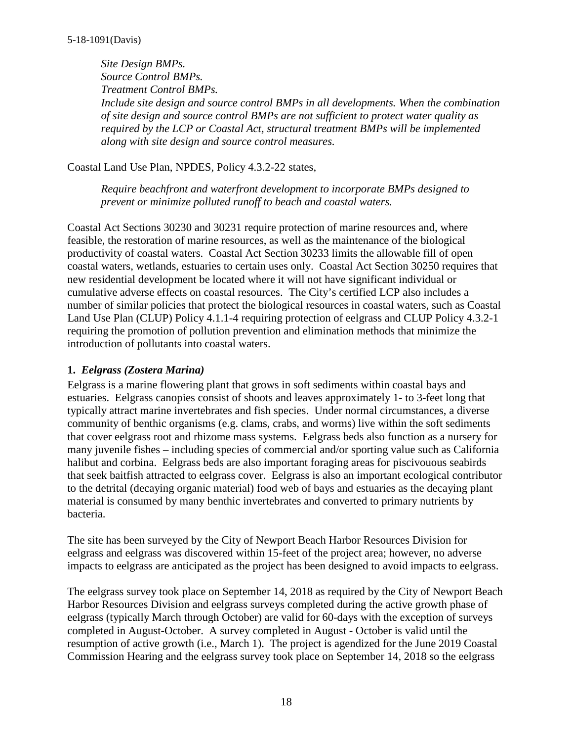*Site Design BMPs.*
*Source Control BMPs.*
*Treatment Control BMPs.*
*Include site design and source control BMPs in all developments. When the combination of site design and source control BMPs are not sufficient to protect water quality as required by the LCP or Coastal Act, structural treatment BMPs will be implemented along with site design and source control measures.*

Coastal Land Use Plan, NPDES, Policy 4.3.2-22 states,

*Require beachfront and waterfront development to incorporate BMPs designed to prevent or minimize polluted runoff to beach and coastal waters.*

Coastal Act Sections 30230 and 30231 require protection of marine resources and, where feasible, the restoration of marine resources, as well as the maintenance of the biological productivity of coastal waters. Coastal Act Section 30233 limits the allowable fill of open coastal waters, wetlands, estuaries to certain uses only. Coastal Act Section 30250 requires that new residential development be located where it will not have significant individual or cumulative adverse effects on coastal resources. The City's certified LCP also includes a number of similar policies that protect the biological resources in coastal waters, such as Coastal Land Use Plan (CLUP) Policy 4.1.1-4 requiring protection of eelgrass and CLUP Policy 4.3.2-1 requiring the promotion of pollution prevention and elimination methods that minimize the introduction of pollutants into coastal waters.

**1.** ***Eelgrass (Zostera Marina)***

Eelgrass is a marine flowering plant that grows in soft sediments within coastal bays and estuaries. Eelgrass canopies consist of shoots and leaves approximately 1- to 3-feet long that typically attract marine invertebrates and fish species. Under normal circumstances, a diverse community of benthic organisms (e.g. clams, crabs, and worms) live within the soft sediments that cover eelgrass root and rhizome mass systems. Eelgrass beds also function as a nursery for many juvenile fishes – including species of commercial and/or sporting value such as California halibut and corbina. Eelgrass beds are also important foraging areas for piscivouous seabirds that seek baitfish attracted to eelgrass cover. Eelgrass is also an important ecological contributor to the detrital (decaying organic material) food web of bays and estuaries as the decaying plant material is consumed by many benthic invertebrates and converted to primary nutrients by bacteria.

The site has been surveyed by the City of Newport Beach Harbor Resources Division for eelgrass and eelgrass was discovered within 15-feet of the project area; however, no adverse impacts to eelgrass are anticipated as the project has been designed to avoid impacts to eelgrass.

The eelgrass survey took place on September 14, 2018 as required by the City of Newport Beach Harbor Resources Division and eelgrass surveys completed during the active growth phase of eelgrass (typically March through October) are valid for 60-days with the exception of surveys completed in August-October. A survey completed in August - October is valid until the resumption of active growth (i.e., March 1). The project is agendized for the June 2019 Coastal Commission Hearing and the eelgrass survey took place on September 14, 2018 so the eelgrass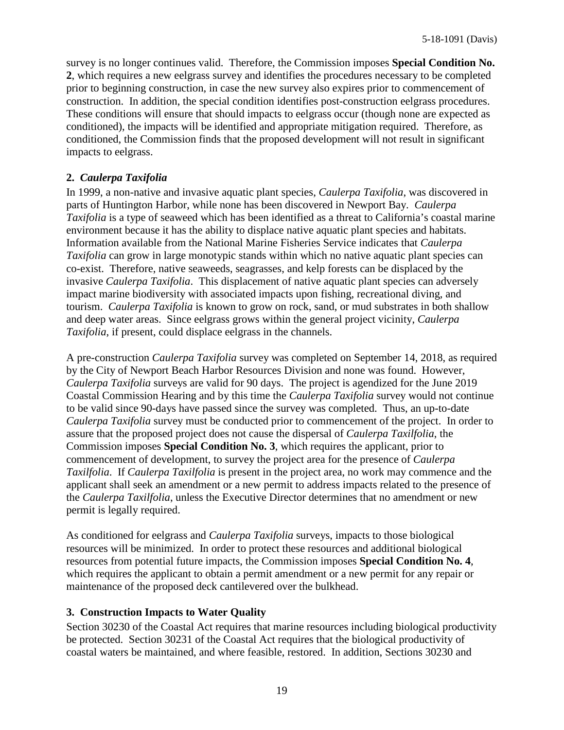survey is no longer continues valid. Therefore, the Commission imposes **Special Condition No. 2**, which requires a new eelgrass survey and identifies the procedures necessary to be completed prior to beginning construction, in case the new survey also expires prior to commencement of construction. In addition, the special condition identifies post-construction eelgrass procedures. These conditions will ensure that should impacts to eelgrass occur (though none are expected as conditioned), the impacts will be identified and appropriate mitigation required. Therefore, as conditioned, the Commission finds that the proposed development will not result in significant impacts to eelgrass.

**2. *Caulerpa Taxifolia***

In 1999, a non-native and invasive aquatic plant species, *Caulerpa Taxifolia*, was discovered in parts of Huntington Harbor, while none has been discovered in Newport Bay. *Caulerpa Taxifolia* is a type of seaweed which has been identified as a threat to California's coastal marine environment because it has the ability to displace native aquatic plant species and habitats. Information available from the National Marine Fisheries Service indicates that *Caulerpa Taxifolia* can grow in large monotypic stands within which no native aquatic plant species can co-exist. Therefore, native seaweeds, seagrasses, and kelp forests can be displaced by the invasive *Caulerpa Taxifolia*. This displacement of native aquatic plant species can adversely impact marine biodiversity with associated impacts upon fishing, recreational diving, and tourism. *Caulerpa Taxifolia* is known to grow on rock, sand, or mud substrates in both shallow and deep water areas. Since eelgrass grows within the general project vicinity, *Caulerpa Taxifolia*, if present, could displace eelgrass in the channels.

A pre-construction *Caulerpa Taxifolia* survey was completed on September 14, 2018, as required by the City of Newport Beach Harbor Resources Division and none was found. However, *Caulerpa Taxifolia* surveys are valid for 90 days. The project is agendized for the June 2019 Coastal Commission Hearing and by this time the *Caulerpa Taxifolia* survey would not continue to be valid since 90-days have passed since the survey was completed. Thus, an up-to-date *Caulerpa Taxifolia* survey must be conducted prior to commencement of the project. In order to assure that the proposed project does not cause the dispersal of *Caulerpa Taxilfolia*, the Commission imposes **Special Condition No. 3**, which requires the applicant, prior to commencement of development, to survey the project area for the presence of *Caulerpa Taxilfolia*. If *Caulerpa Taxilfolia* is present in the project area, no work may commence and the applicant shall seek an amendment or a new permit to address impacts related to the presence of the *Caulerpa Taxilfolia*, unless the Executive Director determines that no amendment or new permit is legally required.

As conditioned for eelgrass and *Caulerpa Taxifolia* surveys, impacts to those biological resources will be minimized. In order to protect these resources and additional biological resources from potential future impacts, the Commission imposes **Special Condition No. 4**, which requires the applicant to obtain a permit amendment or a new permit for any repair or maintenance of the proposed deck cantilevered over the bulkhead.

**3. Construction Impacts to Water Quality**

Section 30230 of the Coastal Act requires that marine resources including biological productivity be protected. Section 30231 of the Coastal Act requires that the biological productivity of coastal waters be maintained, and where feasible, restored. In addition, Sections 30230 and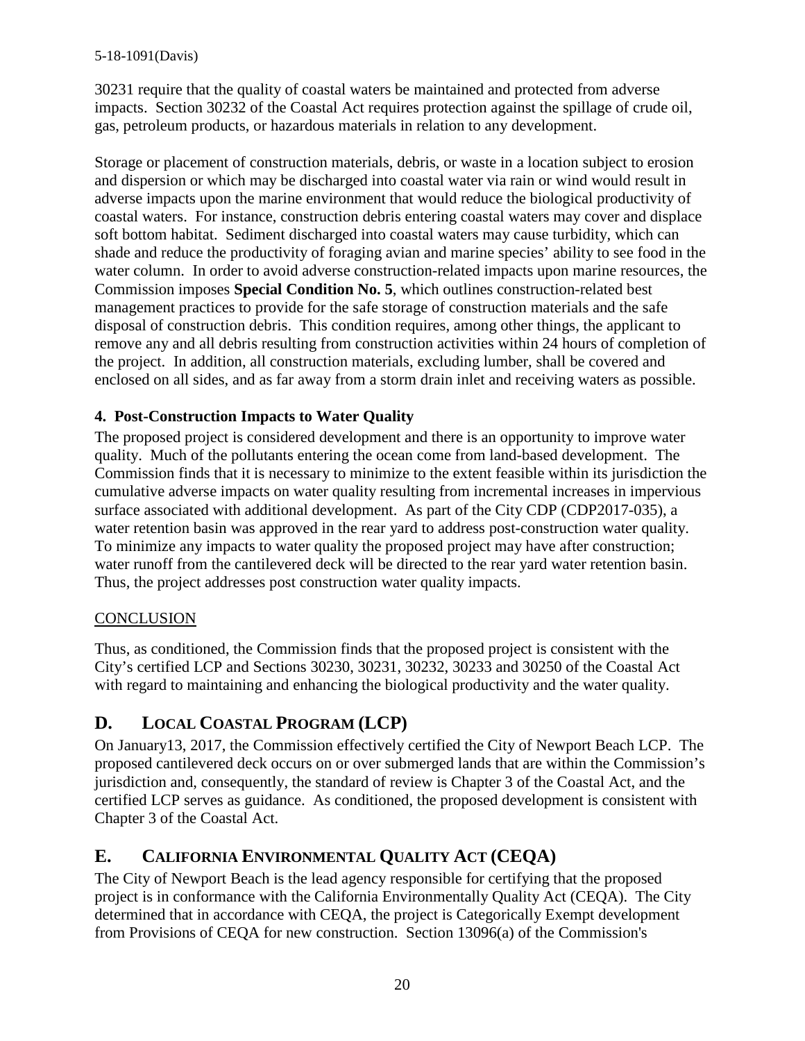30231 require that the quality of coastal waters be maintained and protected from adverse impacts. Section 30232 of the Coastal Act requires protection against the spillage of crude oil, gas, petroleum products, or hazardous materials in relation to any development.

Storage or placement of construction materials, debris, or waste in a location subject to erosion and dispersion or which may be discharged into coastal water via rain or wind would result in adverse impacts upon the marine environment that would reduce the biological productivity of coastal waters. For instance, construction debris entering coastal waters may cover and displace soft bottom habitat. Sediment discharged into coastal waters may cause turbidity, which can shade and reduce the productivity of foraging avian and marine species' ability to see food in the water column. In order to avoid adverse construction-related impacts upon marine resources, the Commission imposes **Special Condition No. 5**, which outlines construction-related best management practices to provide for the safe storage of construction materials and the safe disposal of construction debris. This condition requires, among other things, the applicant to remove any and all debris resulting from construction activities within 24 hours of completion of the project. In addition, all construction materials, excluding lumber, shall be covered and enclosed on all sides, and as far away from a storm drain inlet and receiving waters as possible.

**4. Post-Construction Impacts to Water Quality**

The proposed project is considered development and there is an opportunity to improve water quality. Much of the pollutants entering the ocean come from land-based development. The Commission finds that it is necessary to minimize to the extent feasible within its jurisdiction the cumulative adverse impacts on water quality resulting from incremental increases in impervious surface associated with additional development. As part of the City CDP (CDP2017-035), a water retention basin was approved in the rear yard to address post-construction water quality. To minimize any impacts to water quality the proposed project may have after construction; water runoff from the cantilevered deck will be directed to the rear yard water retention basin. Thus, the project addresses post construction water quality impacts.

<u>CONCLUSION</u>

Thus, as conditioned, the Commission finds that the proposed project is consistent with the City's certified LCP and Sections 30230, 30231, 30232, 30233 and 30250 of the Coastal Act with regard to maintaining and enhancing the biological productivity and the water quality.

## D. LOCAL COASTAL PROGRAM (LCP)

On January13, 2017, the Commission effectively certified the City of Newport Beach LCP. The proposed cantilevered deck occurs on or over submerged lands that are within the Commission's jurisdiction and, consequently, the standard of review is Chapter 3 of the Coastal Act, and the certified LCP serves as guidance. As conditioned, the proposed development is consistent with Chapter 3 of the Coastal Act.

## E. CALIFORNIA ENVIRONMENTAL QUALITY ACT (CEQA)

The City of Newport Beach is the lead agency responsible for certifying that the proposed project is in conformance with the California Environmentally Quality Act (CEQA). The City determined that in accordance with CEQA, the project is Categorically Exempt development from Provisions of CEQA for new construction. Section 13096(a) of the Commission's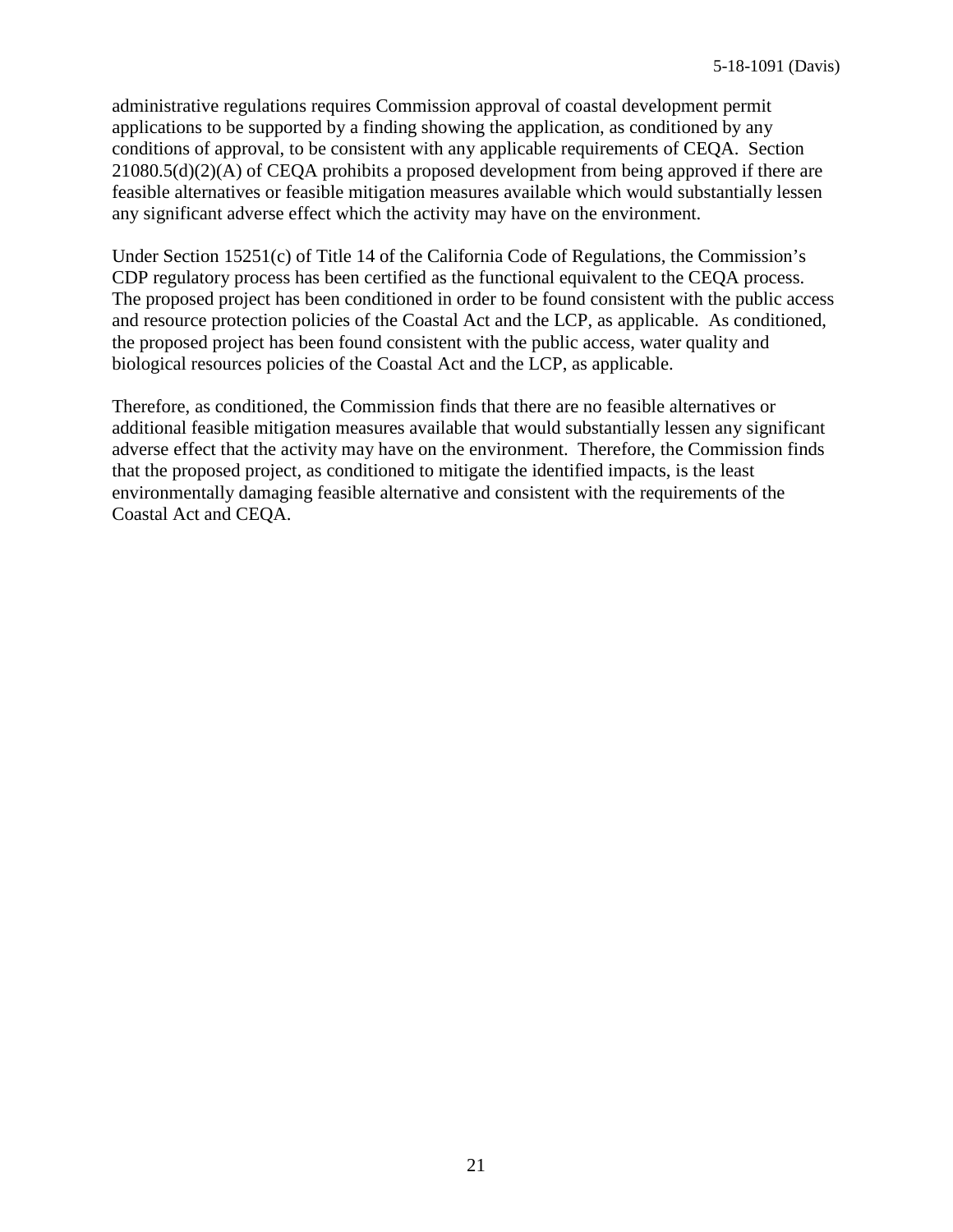administrative regulations requires Commission approval of coastal development permit applications to be supported by a finding showing the application, as conditioned by any conditions of approval, to be consistent with any applicable requirements of CEQA. Section 21080.5(d)(2)(A) of CEQA prohibits a proposed development from being approved if there are feasible alternatives or feasible mitigation measures available which would substantially lessen any significant adverse effect which the activity may have on the environment.

Under Section 15251(c) of Title 14 of the California Code of Regulations, the Commission's CDP regulatory process has been certified as the functional equivalent to the CEQA process. The proposed project has been conditioned in order to be found consistent with the public access and resource protection policies of the Coastal Act and the LCP, as applicable. As conditioned, the proposed project has been found consistent with the public access, water quality and biological resources policies of the Coastal Act and the LCP, as applicable.

Therefore, as conditioned, the Commission finds that there are no feasible alternatives or additional feasible mitigation measures available that would substantially lessen any significant adverse effect that the activity may have on the environment. Therefore, the Commission finds that the proposed project, as conditioned to mitigate the identified impacts, is the least environmentally damaging feasible alternative and consistent with the requirements of the Coastal Act and CEQA.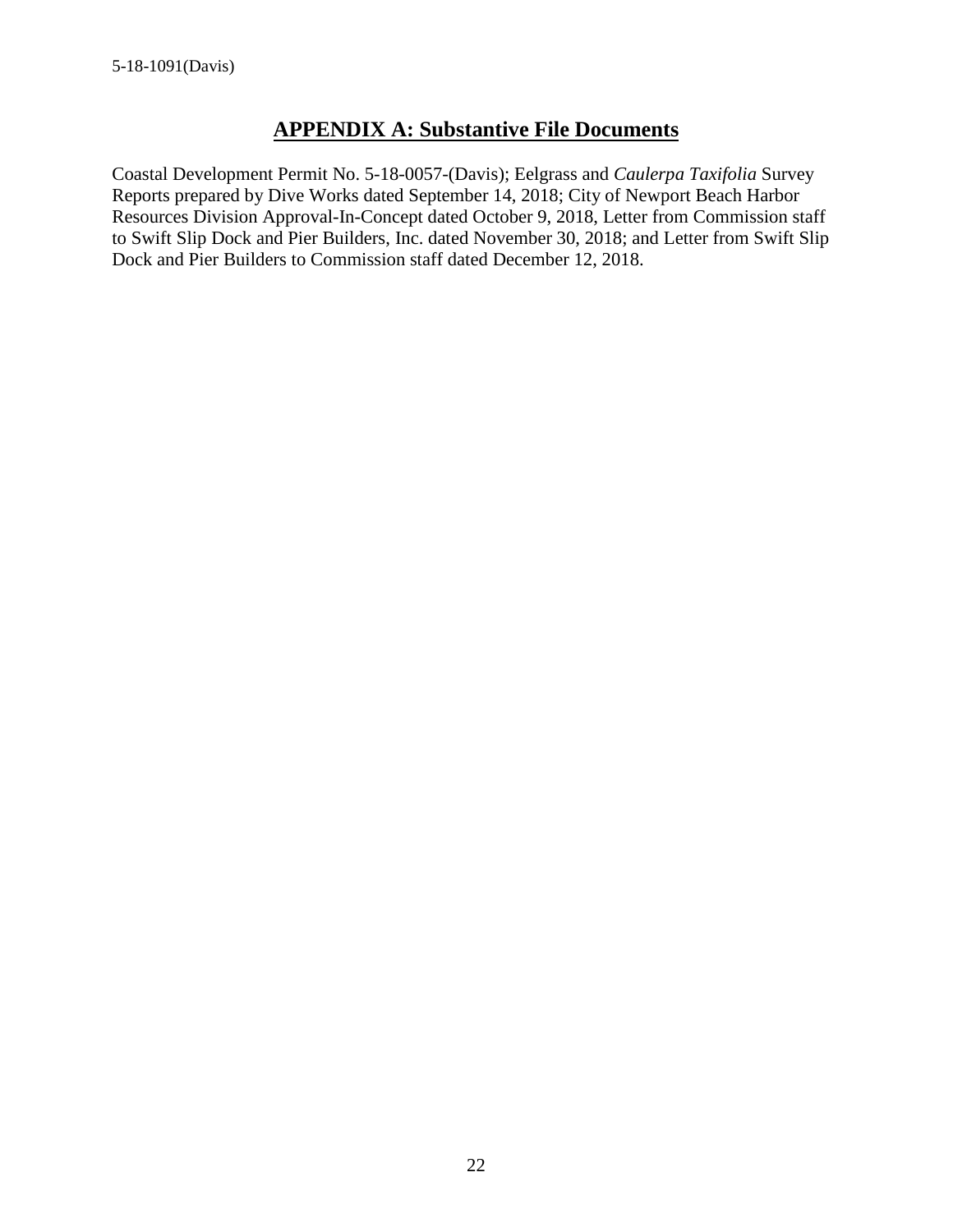## APPENDIX A: Substantive File Documents

Coastal Development Permit No. 5-18-0057-(Davis); Eelgrass and *Caulerpa Taxifolia* Survey Reports prepared by Dive Works dated September 14, 2018; City of Newport Beach Harbor Resources Division Approval-In-Concept dated October 9, 2018, Letter from Commission staff to Swift Slip Dock and Pier Builders, Inc. dated November 30, 2018; and Letter from Swift Slip Dock and Pier Builders to Commission staff dated December 12, 2018.